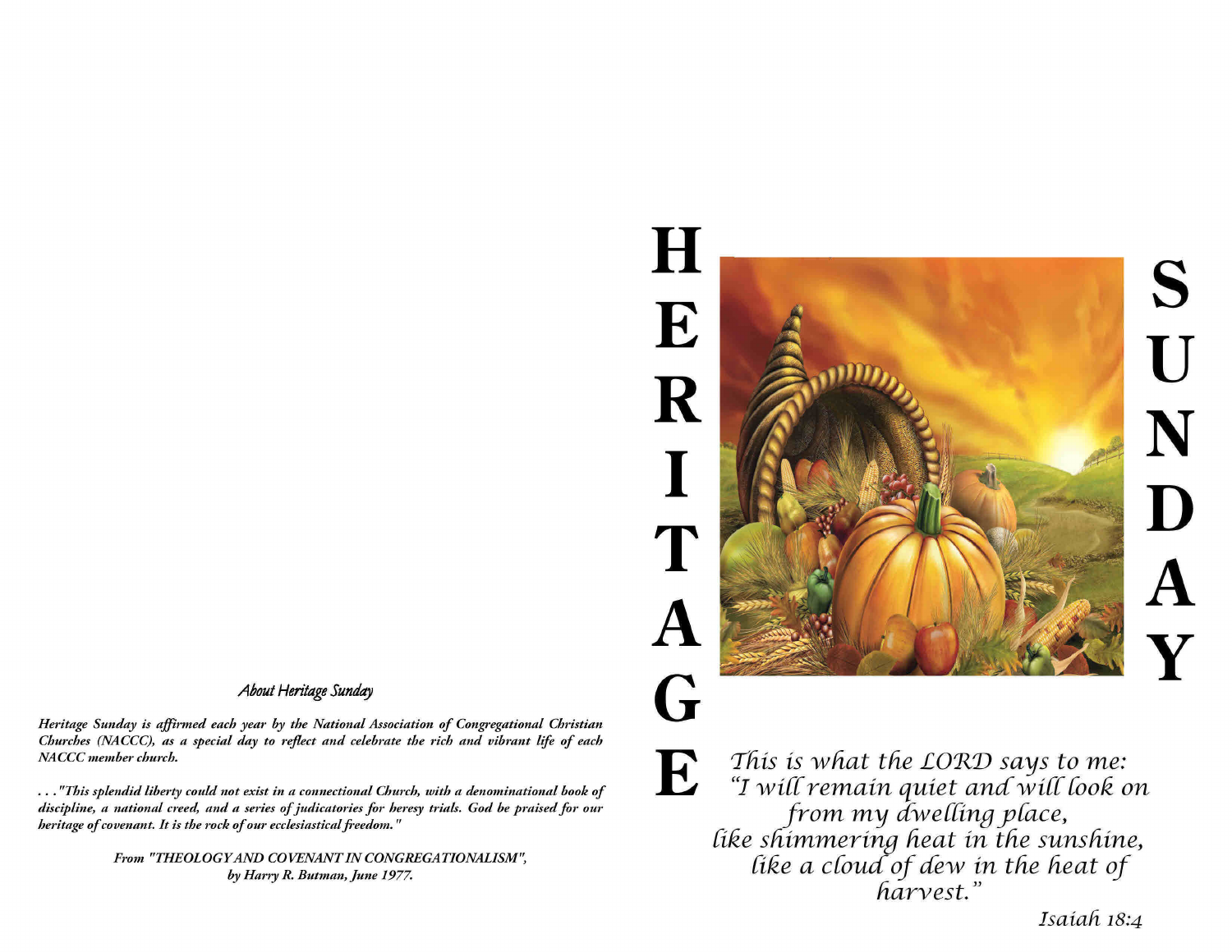### *About Heritage Sunday*

***Heritage Sunday is affirmed each year by the National Association of Congregational Christian Churches (NACCC), as a special day to reflect and celebrate the rich and vibrant life of each NACCC member church.***

***. . . "This splendid liberty could not exist in a connectional Church, with a denominational book of discipline, a national creed, and a series of judicatories for heresy trials. God be praised for our heritage of covenant. It is the rock of our ecclesiastical freedom."***

***From "THEOLOGY AND COVENANT IN CONGREGATIONALISM", by Harry R. Butman, June 1977.***

# HERITAGE SUNDAY

*This is what the LORD says to me:*
*"I will remain quiet and will look on*
*from my dwelling place,*
*like shimmering heat in the sunshine,*
*like a cloud of dew in the heat of*
*harvest."*

*Isaiah 18:4*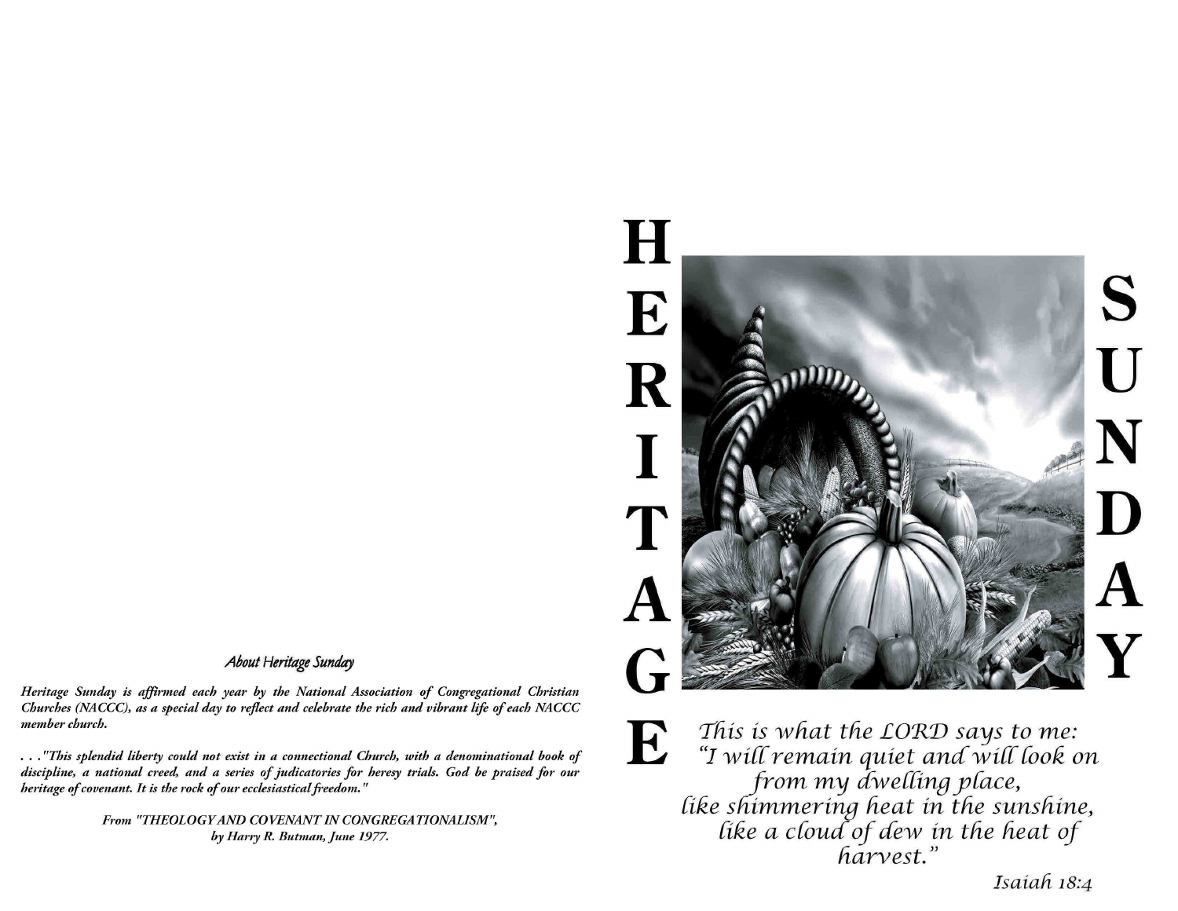### About Heritage Sunday

***Heritage Sunday is affirmed each year by the National Association of Congregational Christian Churches (NACCC), as a special day to reflect and celebrate the rich and vibrant life of each NACCC member church.***

***. . ."This splendid liberty could not exist in a connectional Church, with a denominational book of discipline, a national creed, and a series of judicatories for heresy trials. God be praised for our heritage of covenant. It is the rock of our ecclesiastical freedom."***

***From "THEOLOGY AND COVENANT IN CONGREGATIONALISM", by Harry R. Butman, June 1977.***

# HERITAGE SUNDAY

*This is what the LORD says to me:*
*"I will remain quiet and will look on*
*from my dwelling place,*
*like shimmering heat in the sunshine,*
*like a cloud of dew in the heat of harvest."*

*Isaiah 18:4*